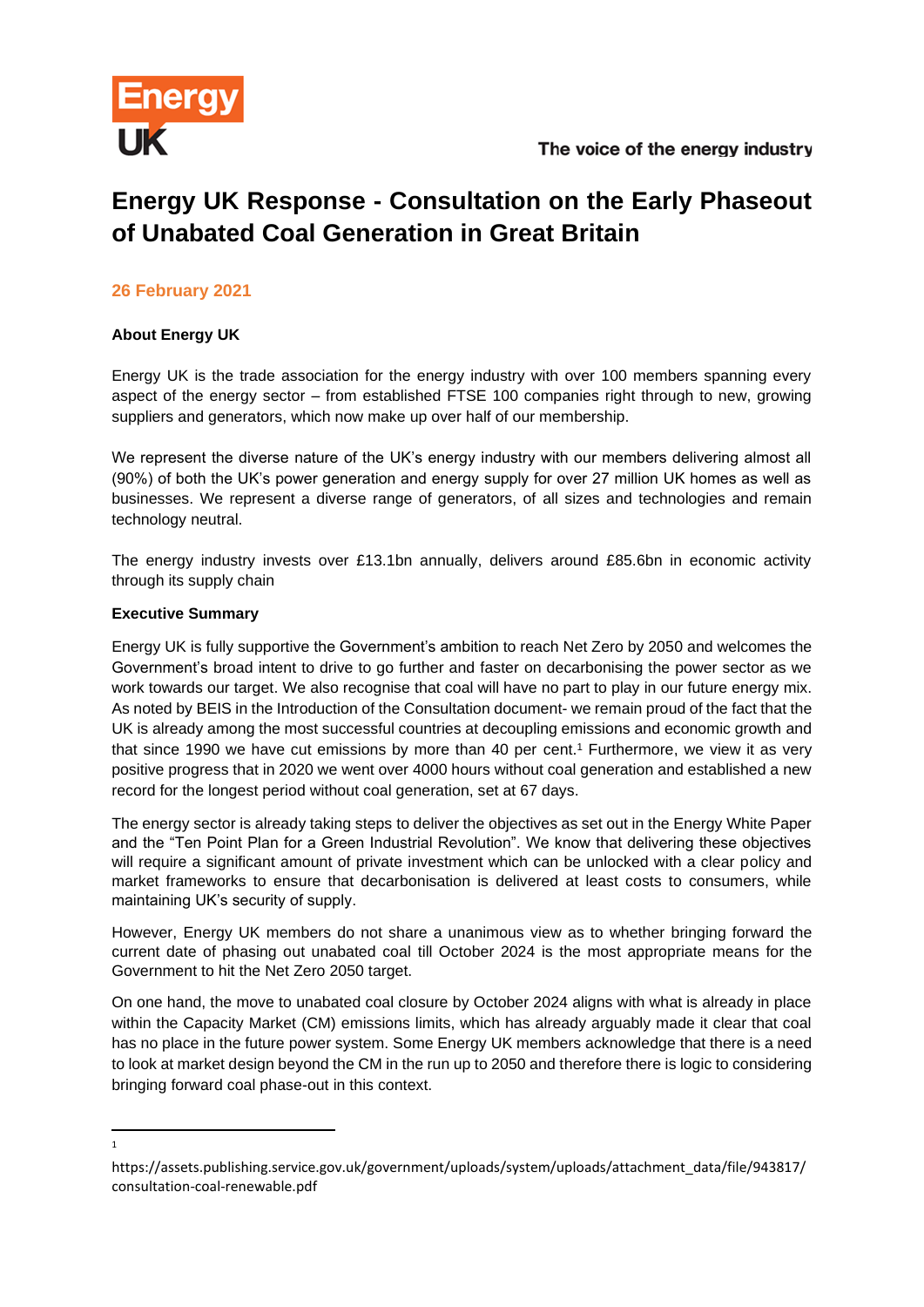The voice of the energy industry

# Energy UK Response - Consultation on the Early Phaseout of Unabated Coal Generation in Great Britain

**26 February 2021**

**About Energy UK**

Energy UK is the trade association for the energy industry with over 100 members spanning every aspect of the energy sector – from established FTSE 100 companies right through to new, growing suppliers and generators, which now make up over half of our membership.

We represent the diverse nature of the UK's energy industry with our members delivering almost all (90%) of both the UK's power generation and energy supply for over 27 million UK homes as well as businesses. We represent a diverse range of generators, of all sizes and technologies and remain technology neutral.

The energy industry invests over £13.1bn annually, delivers around £85.6bn in economic activity through its supply chain

**Executive Summary**

Energy UK is fully supportive the Government's ambition to reach Net Zero by 2050 and welcomes the Government's broad intent to drive to go further and faster on decarbonising the power sector as we work towards our target. We also recognise that coal will have no part to play in our future energy mix. As noted by BEIS in the Introduction of the Consultation document- we remain proud of the fact that the UK is already among the most successful countries at decoupling emissions and economic growth and that since 1990 we have cut emissions by more than 40 per cent.[1] Furthermore, we view it as very positive progress that in 2020 we went over 4000 hours without coal generation and established a new record for the longest period without coal generation, set at 67 days.

The energy sector is already taking steps to deliver the objectives as set out in the Energy White Paper and the "Ten Point Plan for a Green Industrial Revolution". We know that delivering these objectives will require a significant amount of private investment which can be unlocked with a clear policy and market frameworks to ensure that decarbonisation is delivered at least costs to consumers, while maintaining UK's security of supply.

However, Energy UK members do not share a unanimous view as to whether bringing forward the current date of phasing out unabated coal till October 2024 is the most appropriate means for the Government to hit the Net Zero 2050 target.

On one hand, the move to unabated coal closure by October 2024 aligns with what is already in place within the Capacity Market (CM) emissions limits, which has already arguably made it clear that coal has no place in the future power system. Some Energy UK members acknowledge that there is a need to look at market design beyond the CM in the run up to 2050 and therefore there is logic to considering bringing forward coal phase-out in this context.

[1] https://assets.publishing.service.gov.uk/government/uploads/system/uploads/attachment_data/file/943817/consultation-coal-renewable.pdf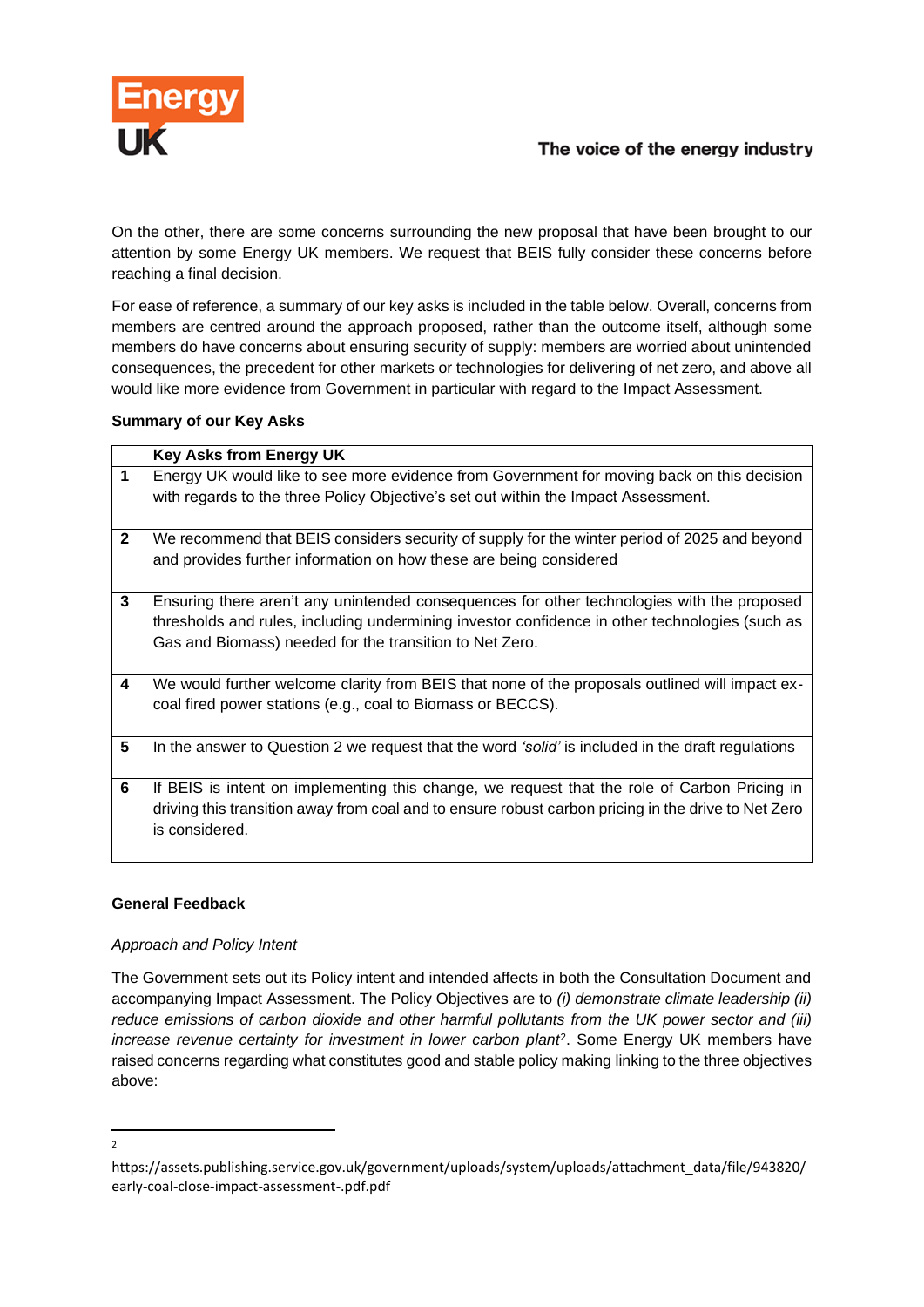On the other, there are some concerns surrounding the new proposal that have been brought to our attention by some Energy UK members. We request that BEIS fully consider these concerns before reaching a final decision.

For ease of reference, a summary of our key asks is included in the table below. Overall, concerns from members are centred around the approach proposed, rather than the outcome itself, although some members do have concerns about ensuring security of supply: members are worried about unintended consequences, the precedent for other markets or technologies for delivering of net zero, and above all would like more evidence from Government in particular with regard to the Impact Assessment.

**Summary of our Key Asks**

| | Key Asks from Energy UK |
|---|---|
| **1** | Energy UK would like to see more evidence from Government for moving back on this decision with regards to the three Policy Objective's set out within the Impact Assessment. |
| **2** | We recommend that BEIS considers security of supply for the winter period of 2025 and beyond and provides further information on how these are being considered |
| **3** | Ensuring there aren't any unintended consequences for other technologies with the proposed thresholds and rules, including undermining investor confidence in other technologies (such as Gas and Biomass) needed for the transition to Net Zero. |
| **4** | We would further welcome clarity from BEIS that none of the proposals outlined will impact ex-coal fired power stations (e.g., coal to Biomass or BECCS). |
| **5** | In the answer to Question 2 we request that the word *'solid'* is included in the draft regulations |
| **6** | If BEIS is intent on implementing this change, we request that the role of Carbon Pricing in driving this transition away from coal and to ensure robust carbon pricing in the drive to Net Zero is considered. |

**General Feedback**

*Approach and Policy Intent*

The Government sets out its Policy intent and intended affects in both the Consultation Document and accompanying Impact Assessment. The Policy Objectives are to *(i) demonstrate climate leadership (ii) reduce emissions of carbon dioxide and other harmful pollutants from the UK power sector and (iii) increase revenue certainty for investment in lower carbon plant*[2]. Some Energy UK members have raised concerns regarding what constitutes good and stable policy making linking to the three objectives above:

[2] https://assets.publishing.service.gov.uk/government/uploads/system/uploads/attachment_data/file/943820/early-coal-close-impact-assessment-.pdf.pdf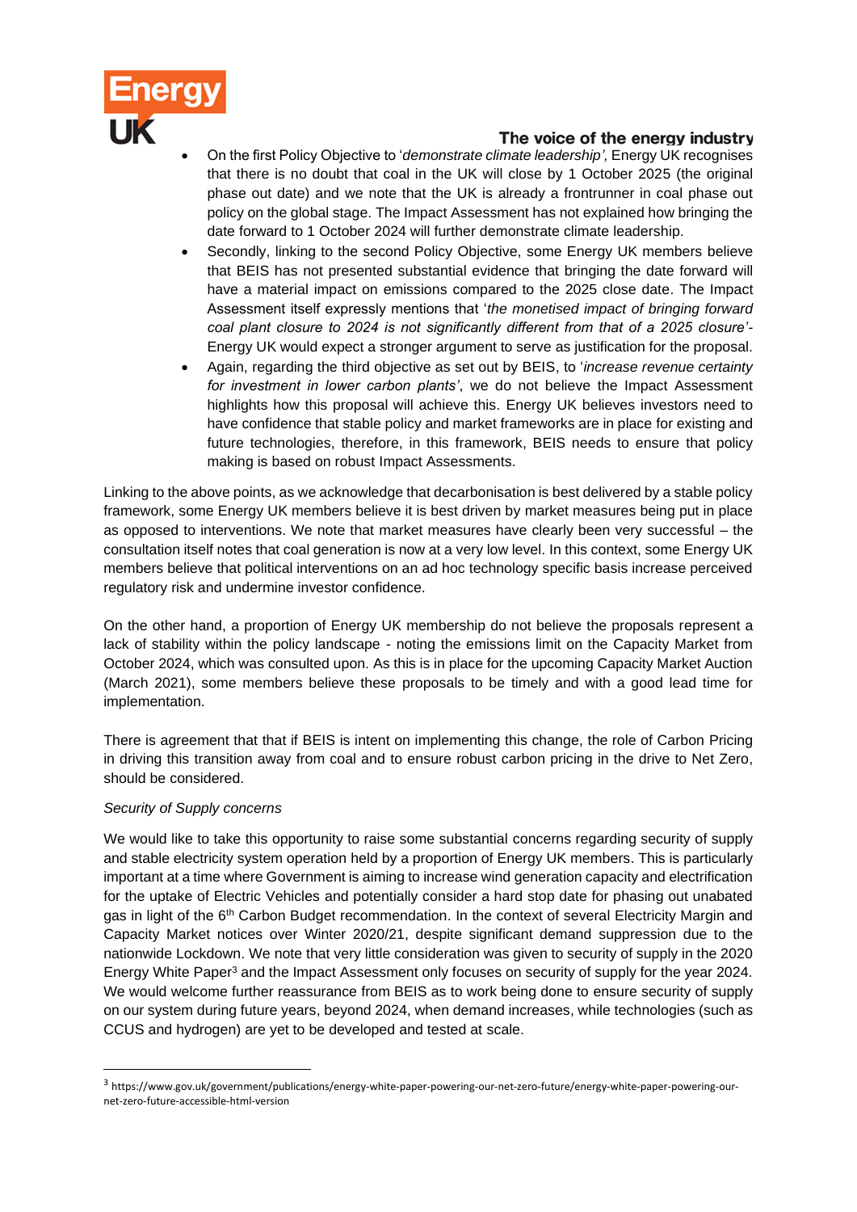- On the first Policy Objective to '*demonstrate climate leadership',* Energy UK recognises that there is no doubt that coal in the UK will close by 1 October 2025 (the original phase out date) and we note that the UK is already a frontrunner in coal phase out policy on the global stage. The Impact Assessment has not explained how bringing the date forward to 1 October 2024 will further demonstrate climate leadership.
- Secondly, linking to the second Policy Objective, some Energy UK members believe that BEIS has not presented substantial evidence that bringing the date forward will have a material impact on emissions compared to the 2025 close date. The Impact Assessment itself expressly mentions that '*the monetised impact of bringing forward coal plant closure to 2024 is not significantly different from that of a 2025 closure'*- Energy UK would expect a stronger argument to serve as justification for the proposal.
- Again, regarding the third objective as set out by BEIS, to '*increase revenue certainty for investment in lower carbon plants'*, we do not believe the Impact Assessment highlights how this proposal will achieve this. Energy UK believes investors need to have confidence that stable policy and market frameworks are in place for existing and future technologies, therefore, in this framework, BEIS needs to ensure that policy making is based on robust Impact Assessments.

Linking to the above points, as we acknowledge that decarbonisation is best delivered by a stable policy framework, some Energy UK members believe it is best driven by market measures being put in place as opposed to interventions. We note that market measures have clearly been very successful – the consultation itself notes that coal generation is now at a very low level. In this context, some Energy UK members believe that political interventions on an ad hoc technology specific basis increase perceived regulatory risk and undermine investor confidence.

On the other hand, a proportion of Energy UK membership do not believe the proposals represent a lack of stability within the policy landscape - noting the emissions limit on the Capacity Market from October 2024, which was consulted upon. As this is in place for the upcoming Capacity Market Auction (March 2021), some members believe these proposals to be timely and with a good lead time for implementation.

There is agreement that that if BEIS is intent on implementing this change, the role of Carbon Pricing in driving this transition away from coal and to ensure robust carbon pricing in the drive to Net Zero, should be considered.

*Security of Supply concerns*

We would like to take this opportunity to raise some substantial concerns regarding security of supply and stable electricity system operation held by a proportion of Energy UK members. This is particularly important at a time where Government is aiming to increase wind generation capacity and electrification for the uptake of Electric Vehicles and potentially consider a hard stop date for phasing out unabated gas in light of the 6th Carbon Budget recommendation. In the context of several Electricity Margin and Capacity Market notices over Winter 2020/21, despite significant demand suppression due to the nationwide Lockdown. We note that very little consideration was given to security of supply in the 2020 Energy White Paper[3] and the Impact Assessment only focuses on security of supply for the year 2024. We would welcome further reassurance from BEIS as to work being done to ensure security of supply on our system during future years, beyond 2024, when demand increases, while technologies (such as CCUS and hydrogen) are yet to be developed and tested at scale.

[3] https://www.gov.uk/government/publications/energy-white-paper-powering-our-net-zero-future/energy-white-paper-powering-our-net-zero-future-accessible-html-version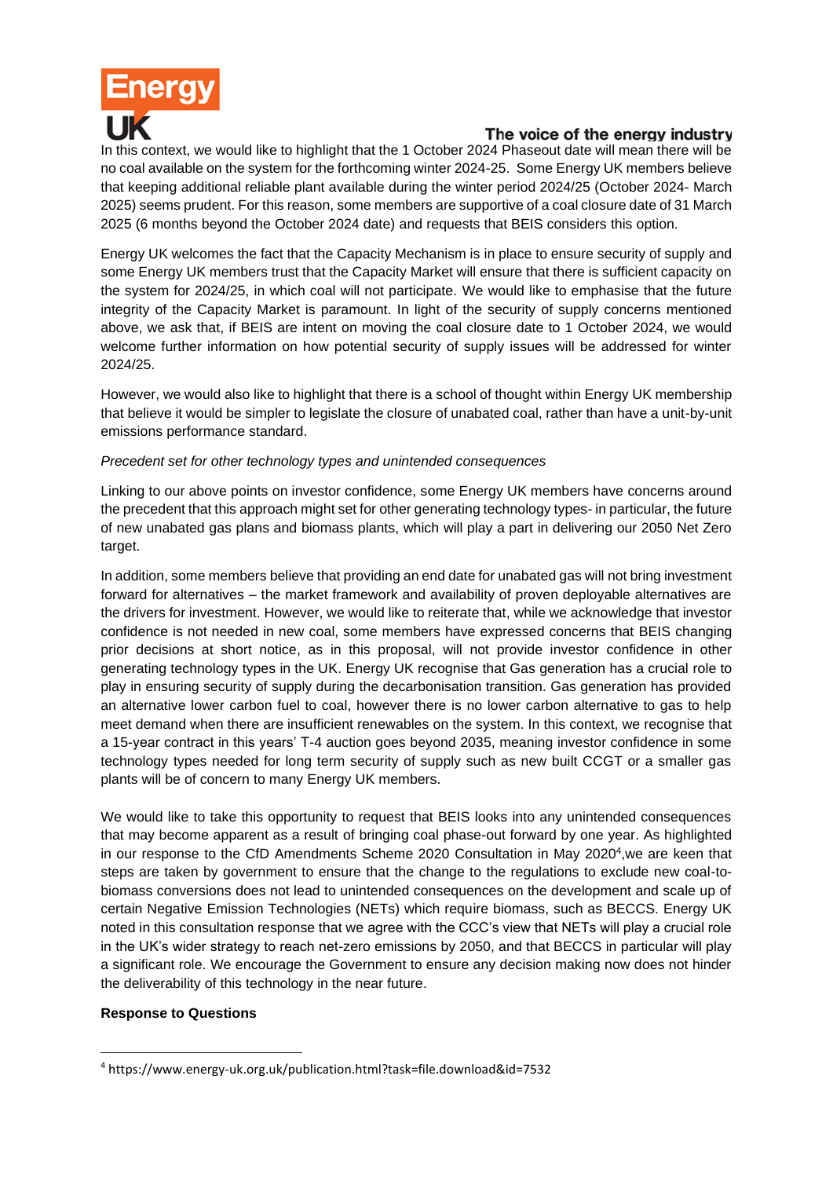In this context, we would like to highlight that the 1 October 2024 Phaseout date will mean there will be no coal available on the system for the forthcoming winter 2024-25. Some Energy UK members believe that keeping additional reliable plant available during the winter period 2024/25 (October 2024- March 2025) seems prudent. For this reason, some members are supportive of a coal closure date of 31 March 2025 (6 months beyond the October 2024 date) and requests that BEIS considers this option.

Energy UK welcomes the fact that the Capacity Mechanism is in place to ensure security of supply and some Energy UK members trust that the Capacity Market will ensure that there is sufficient capacity on the system for 2024/25, in which coal will not participate. We would like to emphasise that the future integrity of the Capacity Market is paramount. In light of the security of supply concerns mentioned above, we ask that, if BEIS are intent on moving the coal closure date to 1 October 2024, we would welcome further information on how potential security of supply issues will be addressed for winter 2024/25.

However, we would also like to highlight that there is a school of thought within Energy UK membership that believe it would be simpler to legislate the closure of unabated coal, rather than have a unit-by-unit emissions performance standard.

*Precedent set for other technology types and unintended consequences*

Linking to our above points on investor confidence, some Energy UK members have concerns around the precedent that this approach might set for other generating technology types- in particular, the future of new unabated gas plans and biomass plants, which will play a part in delivering our 2050 Net Zero target.

In addition, some members believe that providing an end date for unabated gas will not bring investment forward for alternatives – the market framework and availability of proven deployable alternatives are the drivers for investment. However, we would like to reiterate that, while we acknowledge that investor confidence is not needed in new coal, some members have expressed concerns that BEIS changing prior decisions at short notice, as in this proposal, will not provide investor confidence in other generating technology types in the UK. Energy UK recognise that Gas generation has a crucial role to play in ensuring security of supply during the decarbonisation transition. Gas generation has provided an alternative lower carbon fuel to coal, however there is no lower carbon alternative to gas to help meet demand when there are insufficient renewables on the system. In this context, we recognise that a 15-year contract in this years' T-4 auction goes beyond 2035, meaning investor confidence in some technology types needed for long term security of supply such as new built CCGT or a smaller gas plants will be of concern to many Energy UK members.

We would like to take this opportunity to request that BEIS looks into any unintended consequences that may become apparent as a result of bringing coal phase-out forward by one year. As highlighted in our response to the CfD Amendments Scheme 2020 Consultation in May 2020[4],we are keen that steps are taken by government to ensure that the change to the regulations to exclude new coal-to-biomass conversions does not lead to unintended consequences on the development and scale up of certain Negative Emission Technologies (NETs) which require biomass, such as BECCS. Energy UK noted in this consultation response that we agree with the CCC's view that NETs will play a crucial role in the UK's wider strategy to reach net-zero emissions by 2050, and that BECCS in particular will play a significant role. We encourage the Government to ensure any decision making now does not hinder the deliverability of this technology in the near future.

**Response to Questions**

[4] https://www.energy-uk.org.uk/publication.html?task=file.download&id=7532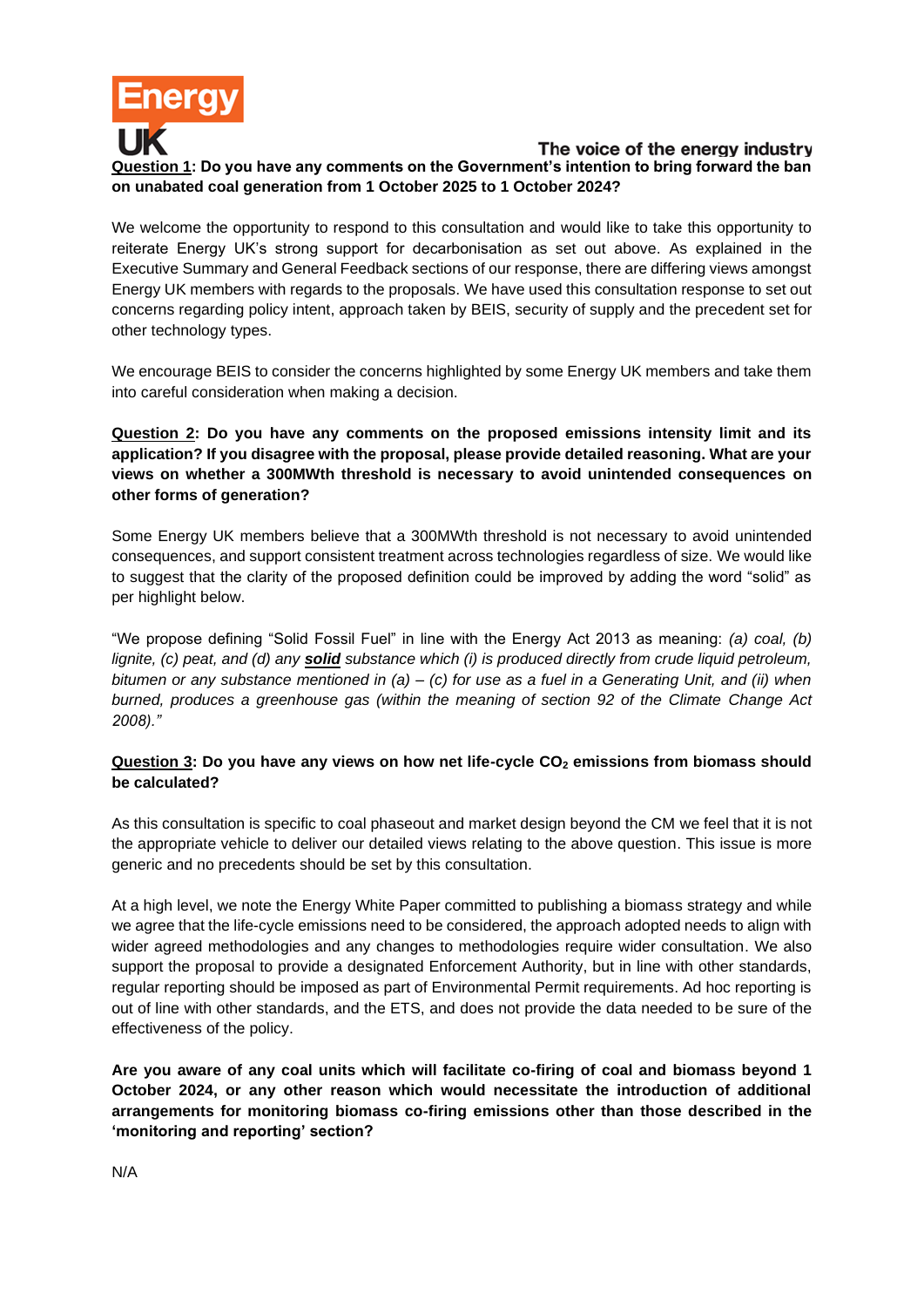**Question 1: Do you have any comments on the Government's intention to bring forward the ban on unabated coal generation from 1 October 2025 to 1 October 2024?**

We welcome the opportunity to respond to this consultation and would like to take this opportunity to reiterate Energy UK's strong support for decarbonisation as set out above. As explained in the Executive Summary and General Feedback sections of our response, there are differing views amongst Energy UK members with regards to the proposals. We have used this consultation response to set out concerns regarding policy intent, approach taken by BEIS, security of supply and the precedent set for other technology types.

We encourage BEIS to consider the concerns highlighted by some Energy UK members and take them into careful consideration when making a decision.

**Question 2: Do you have any comments on the proposed emissions intensity limit and its application? If you disagree with the proposal, please provide detailed reasoning. What are your views on whether a 300MWth threshold is necessary to avoid unintended consequences on other forms of generation?**

Some Energy UK members believe that a 300MWth threshold is not necessary to avoid unintended consequences, and support consistent treatment across technologies regardless of size. We would like to suggest that the clarity of the proposed definition could be improved by adding the word "solid" as per highlight below.

"We propose defining "Solid Fossil Fuel" in line with the Energy Act 2013 as meaning: *(a) coal, (b) lignite, (c) peat, and (d) any **solid** substance which (i) is produced directly from crude liquid petroleum, bitumen or any substance mentioned in (a) – (c) for use as a fuel in a Generating Unit, and (ii) when burned, produces a greenhouse gas (within the meaning of section 92 of the Climate Change Act 2008)."*

**Question 3: Do you have any views on how net life-cycle $CO_2$ emissions from biomass should be calculated?**

As this consultation is specific to coal phaseout and market design beyond the CM we feel that it is not the appropriate vehicle to deliver our detailed views relating to the above question. This issue is more generic and no precedents should be set by this consultation.

At a high level, we note the Energy White Paper committed to publishing a biomass strategy and while we agree that the life-cycle emissions need to be considered, the approach adopted needs to align with wider agreed methodologies and any changes to methodologies require wider consultation. We also support the proposal to provide a designated Enforcement Authority, but in line with other standards, regular reporting should be imposed as part of Environmental Permit requirements. Ad hoc reporting is out of line with other standards, and the ETS, and does not provide the data needed to be sure of the effectiveness of the policy.

**Are you aware of any coal units which will facilitate co-firing of coal and biomass beyond 1 October 2024, or any other reason which would necessitate the introduction of additional arrangements for monitoring biomass co-firing emissions other than those described in the 'monitoring and reporting' section?**

N/A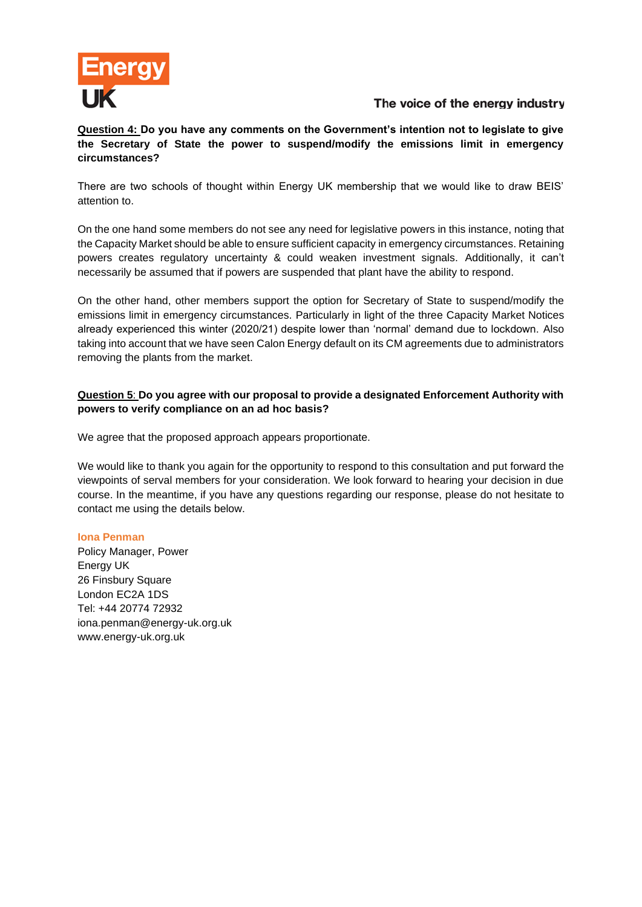**<u>Question 4:</u> Do you have any comments on the Government's intention not to legislate to give the Secretary of State the power to suspend/modify the emissions limit in emergency circumstances?**

There are two schools of thought within Energy UK membership that we would like to draw BEIS' attention to.

On the one hand some members do not see any need for legislative powers in this instance, noting that the Capacity Market should be able to ensure sufficient capacity in emergency circumstances. Retaining powers creates regulatory uncertainty & could weaken investment signals. Additionally, it can't necessarily be assumed that if powers are suspended that plant have the ability to respond.

On the other hand, other members support the option for Secretary of State to suspend/modify the emissions limit in emergency circumstances. Particularly in light of the three Capacity Market Notices already experienced this winter (2020/21) despite lower than 'normal' demand due to lockdown. Also taking into account that we have seen Calon Energy default on its CM agreements due to administrators removing the plants from the market.

**<u>Question 5</u>: Do you agree with our proposal to provide a designated Enforcement Authority with powers to verify compliance on an ad hoc basis?**

We agree that the proposed approach appears proportionate.

We would like to thank you again for the opportunity to respond to this consultation and put forward the viewpoints of serval members for your consideration. We look forward to hearing your decision in due course. In the meantime, if you have any questions regarding our response, please do not hesitate to contact me using the details below.

**Iona Penman**
Policy Manager, Power
Energy UK
26 Finsbury Square
London EC2A 1DS
Tel: +44 20774 72932
iona.penman@energy-uk.org.uk
www.energy-uk.org.uk